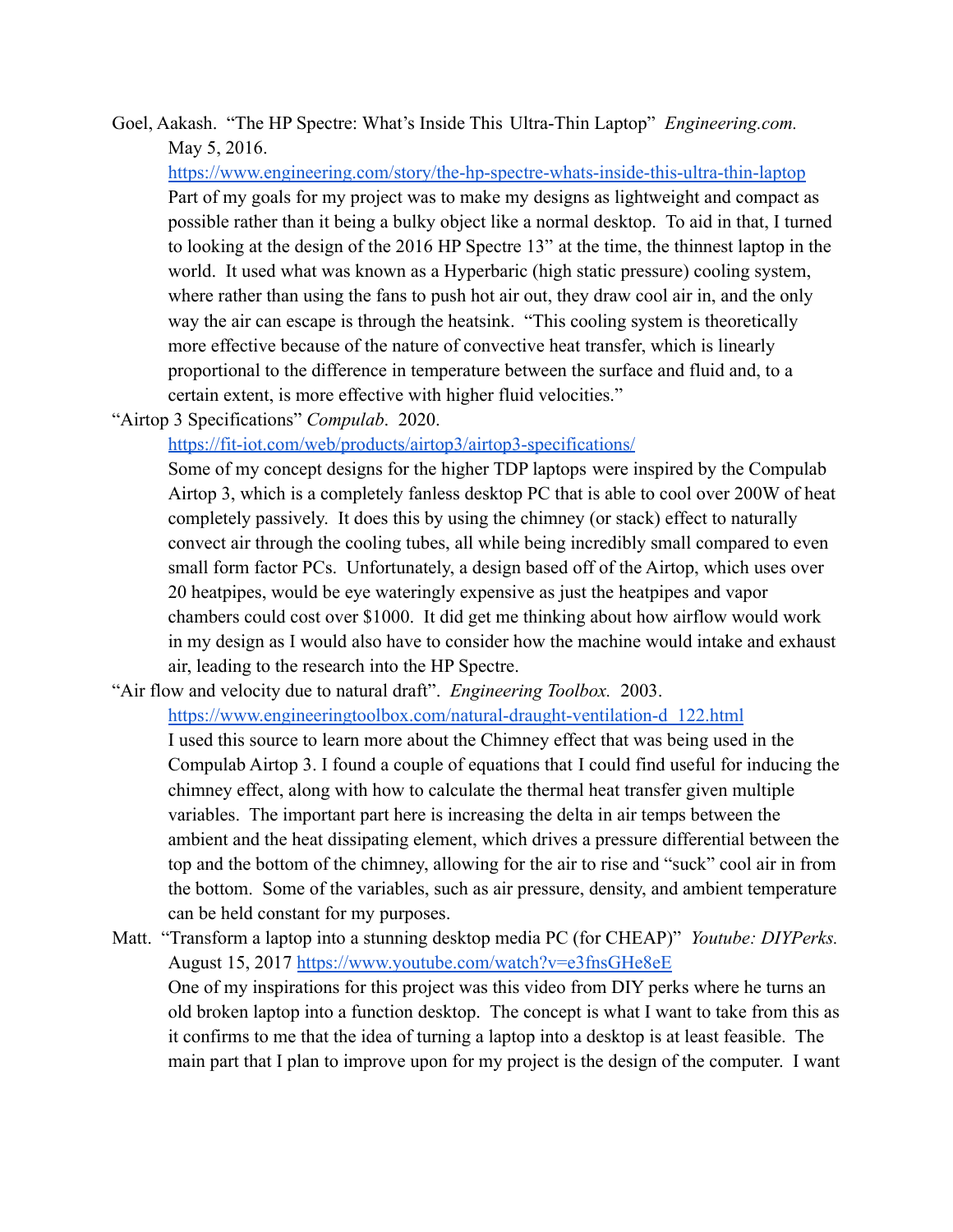Goel, Aakash. "The HP Spectre: What's Inside This Ultra-Thin Laptop" *Engineering.com.* May 5, 2016.

https://www.engineering.com/story/the-hp-spectre-whats-inside-this-ultra-thin-laptop

Part of my goals for my project was to make my designs as lightweight and compact as possible rather than it being a bulky object like a normal desktop. To aid in that, I turned to looking at the design of the 2016 HP Spectre 13" at the time, the thinnest laptop in the world. It used what was known as a Hyperbaric (high static pressure) cooling system, where rather than using the fans to push hot air out, they draw cool air in, and the only way the air can escape is through the heatsink. "This cooling system is theoretically more effective because of the nature of convective heat transfer, which is linearly proportional to the difference in temperature between the surface and fluid and, to a certain extent, is more effective with higher fluid velocities."

"Airtop 3 Specifications" *Compulab*. 2020.

https://fit-iot.com/web/products/airtop3/airtop3-specifications/

Some of my concept designs for the higher TDP laptops were inspired by the Compulab Airtop 3, which is a completely fanless desktop PC that is able to cool over 200W of heat completely passively. It does this by using the chimney (or stack) effect to naturally convect air through the cooling tubes, all while being incredibly small compared to even small form factor PCs. Unfortunately, a design based off of the Airtop, which uses over 20 heatpipes, would be eye wateringly expensive as just the heatpipes and vapor chambers could cost over $1000. It did get me thinking about how airflow would work in my design as I would also have to consider how the machine would intake and exhaust air, leading to the research into the HP Spectre.

"Air flow and velocity due to natural draft". *Engineering Toolbox.* 2003.

https://www.engineeringtoolbox.com/natural-draught-ventilation-d_122.html

I used this source to learn more about the Chimney effect that was being used in the Compulab Airtop 3. I found a couple of equations that I could find useful for inducing the chimney effect, along with how to calculate the thermal heat transfer given multiple variables. The important part here is increasing the delta in air temps between the ambient and the heat dissipating element, which drives a pressure differential between the top and the bottom of the chimney, allowing for the air to rise and "suck" cool air in from the bottom. Some of the variables, such as air pressure, density, and ambient temperature can be held constant for my purposes.

Matt. "Transform a laptop into a stunning desktop media PC (for CHEAP)" *Youtube: DIYPerks.* August 15, 2017 https://www.youtube.com/watch?v=e3fnsGHe8eE

One of my inspirations for this project was this video from DIY perks where he turns an old broken laptop into a function desktop. The concept is what I want to take from this as it confirms to me that the idea of turning a laptop into a desktop is at least feasible. The main part that I plan to improve upon for my project is the design of the computer. I want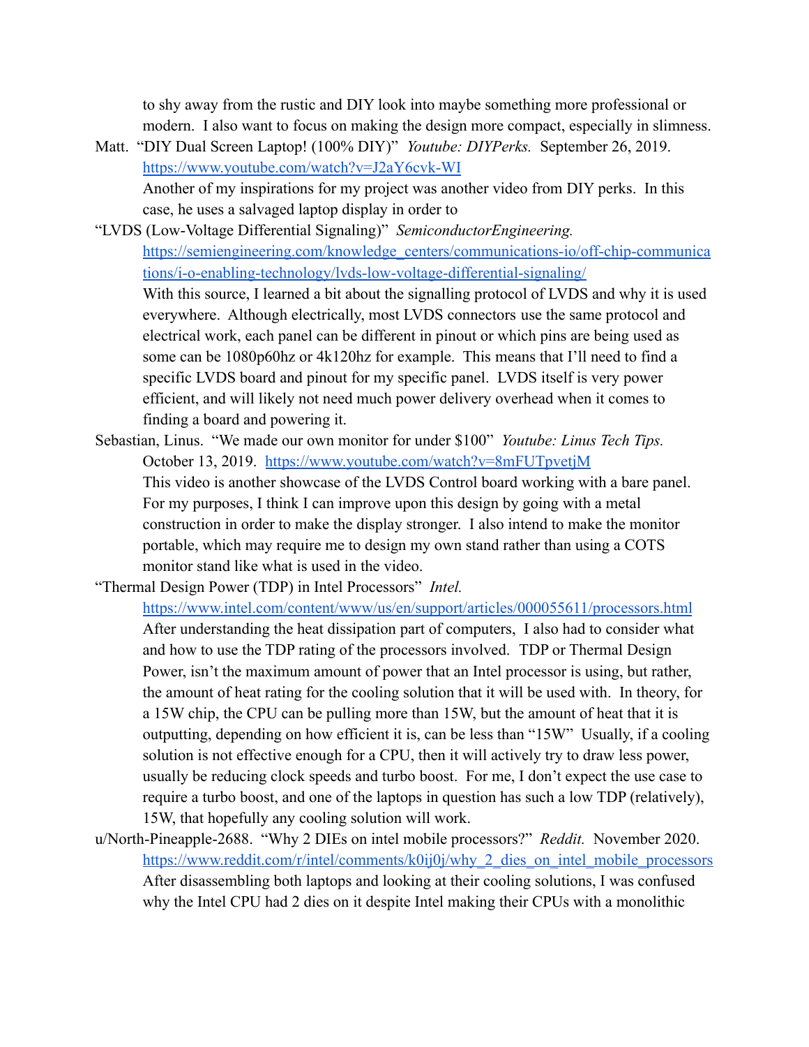to shy away from the rustic and DIY look into maybe something more professional or modern. I also want to focus on making the design more compact, especially in slimness.

Matt. "DIY Dual Screen Laptop! (100% DIY)" *Youtube: DIYPerks.* September 26, 2019. https://www.youtube.com/watch?v=J2aY6cvk-WI

Another of my inspirations for my project was another video from DIY perks. In this case, he uses a salvaged laptop display in order to

"LVDS (Low-Voltage Differential Signaling)" *SemiconductorEngineering.* https://semiengineering.com/knowledge_centers/communications-io/off-chip-communications/i-o-enabling-technology/lvds-low-voltage-differential-signaling/

With this source, I learned a bit about the signalling protocol of LVDS and why it is used everywhere. Although electrically, most LVDS connectors use the same protocol and electrical work, each panel can be different in pinout or which pins are being used as some can be 1080p60hz or 4k120hz for example. This means that I'll need to find a specific LVDS board and pinout for my specific panel. LVDS itself is very power efficient, and will likely not need much power delivery overhead when it comes to finding a board and powering it.

Sebastian, Linus. "We made our own monitor for under $100" *Youtube: Linus Tech Tips.* October 13, 2019. https://www.youtube.com/watch?v=8mFUTpvetjM

This video is another showcase of the LVDS Control board working with a bare panel. For my purposes, I think I can improve upon this design by going with a metal construction in order to make the display stronger. I also intend to make the monitor portable, which may require me to design my own stand rather than using a COTS monitor stand like what is used in the video.

"Thermal Design Power (TDP) in Intel Processors" *Intel.* https://www.intel.com/content/www/us/en/support/articles/000055611/processors.html

After understanding the heat dissipation part of computers, I also had to consider what and how to use the TDP rating of the processors involved. TDP or Thermal Design Power, isn't the maximum amount of power that an Intel processor is using, but rather, the amount of heat rating for the cooling solution that it will be used with. In theory, for a 15W chip, the CPU can be pulling more than 15W, but the amount of heat that it is outputting, depending on how efficient it is, can be less than "15W" Usually, if a cooling solution is not effective enough for a CPU, then it will actively try to draw less power, usually be reducing clock speeds and turbo boost. For me, I don't expect the use case to require a turbo boost, and one of the laptops in question has such a low TDP (relatively), 15W, that hopefully any cooling solution will work.

u/North-Pineapple-2688. "Why 2 DIEs on intel mobile processors?" *Reddit.* November 2020. https://www.reddit.com/r/intel/comments/k0ij0j/why_2_dies_on_intel_mobile_processors

After disassembling both laptops and looking at their cooling solutions, I was confused why the Intel CPU had 2 dies on it despite Intel making their CPUs with a monolithic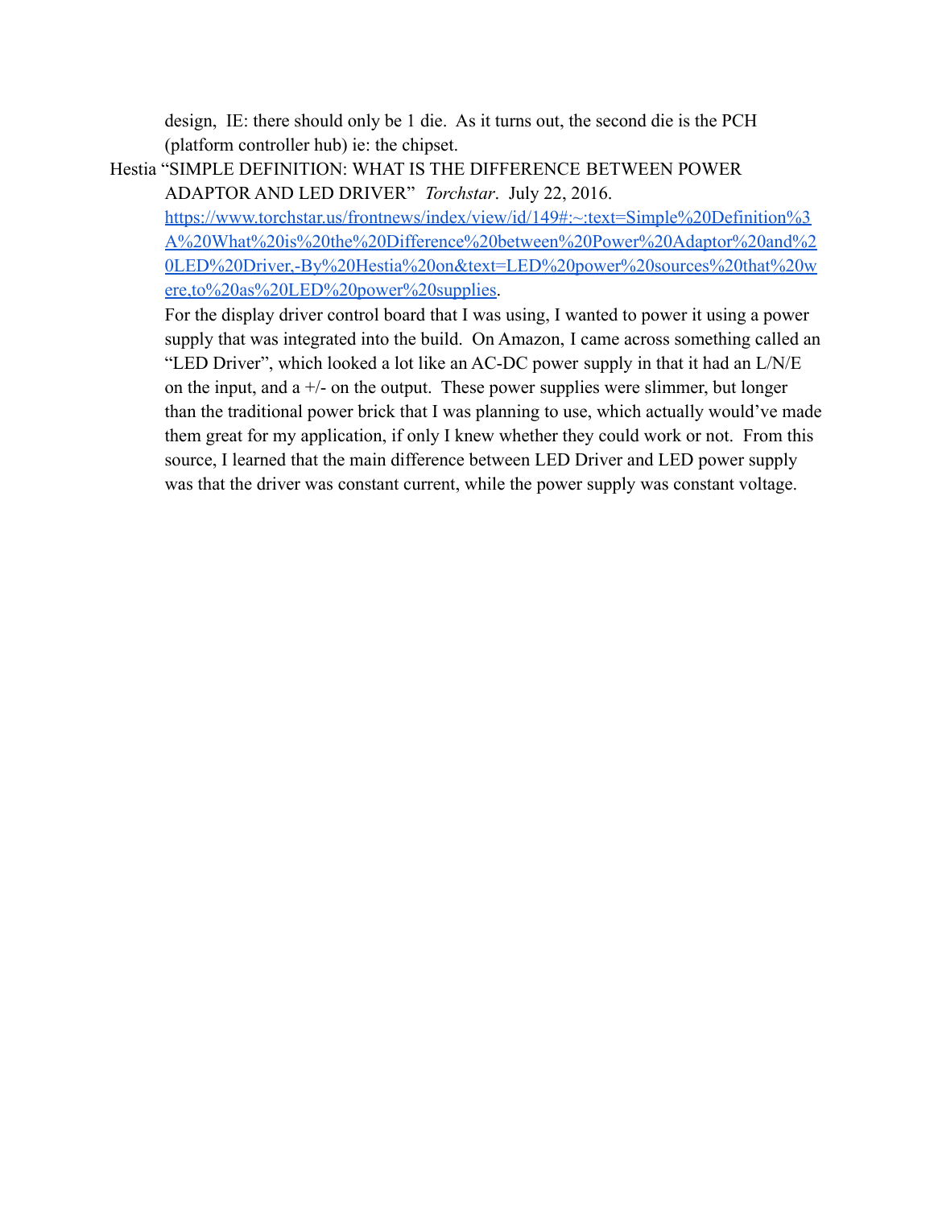design, IE: there should only be 1 die. As it turns out, the second die is the PCH (platform controller hub) ie: the chipset.

Hestia "SIMPLE DEFINITION: WHAT IS THE DIFFERENCE BETWEEN POWER ADAPTOR AND LED DRIVER" *Torchstar*. July 22, 2016. https://www.torchstar.us/frontnews/index/view/id/149#:~:text=Simple%20Definition%3A%20What%20is%20the%20Difference%20between%20Power%20Adaptor%20and%20LED%20Driver,-By%20Hestia%20on&text=LED%20power%20sources%20that%20were,to%20as%20LED%20power%20supplies.

For the display driver control board that I was using, I wanted to power it using a power supply that was integrated into the build. On Amazon, I came across something called an "LED Driver", which looked a lot like an AC-DC power supply in that it had an L/N/E on the input, and a +/- on the output. These power supplies were slimmer, but longer than the traditional power brick that I was planning to use, which actually would've made them great for my application, if only I knew whether they could work or not. From this source, I learned that the main difference between LED Driver and LED power supply was that the driver was constant current, while the power supply was constant voltage.